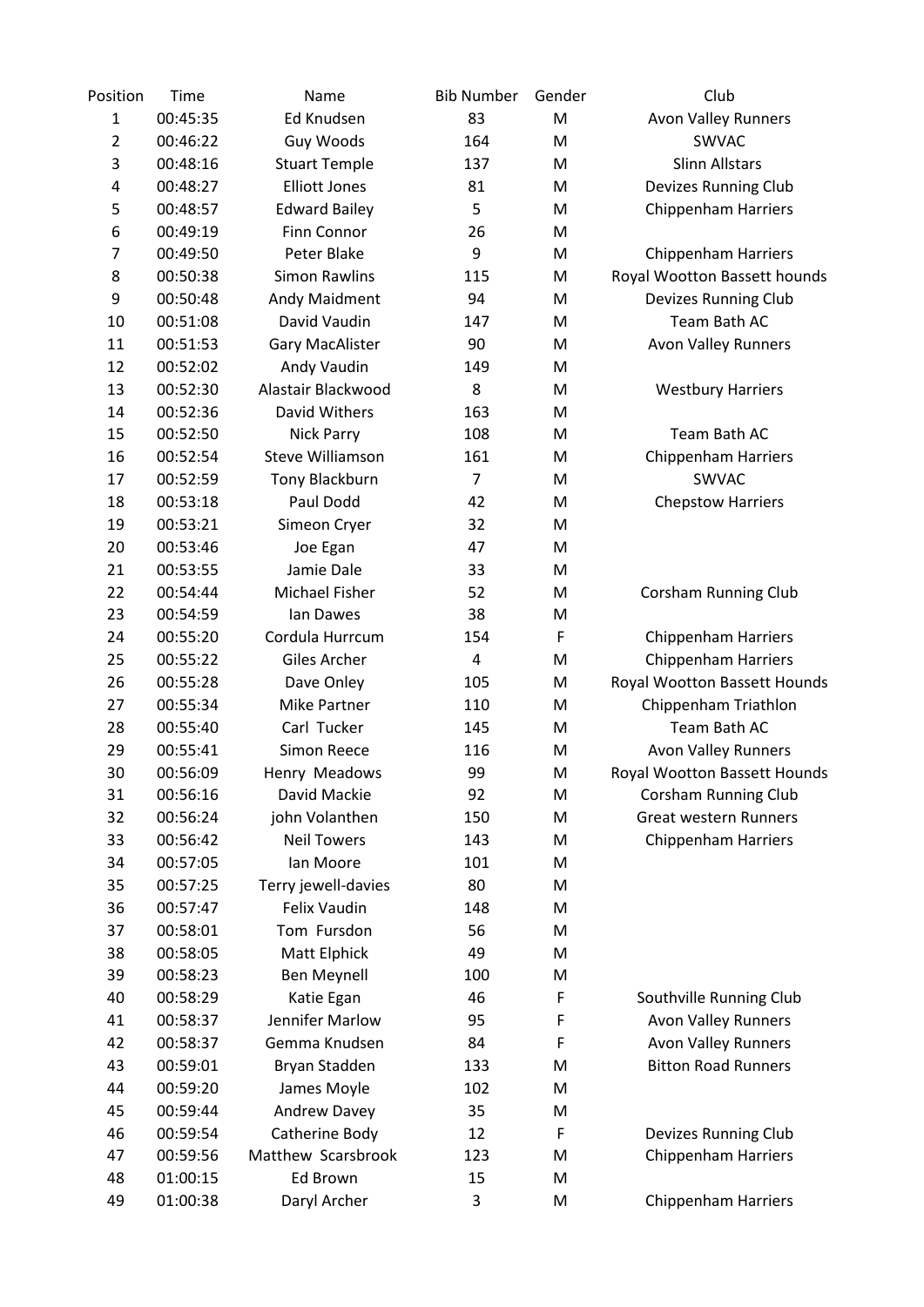| Position | Time | Name | Bib Number | Gender | Club |
|---|---|---|---|---|---|
| 1 | 00:45:35 | Ed Knudsen | 83 | M | Avon Valley Runners |
| 2 | 00:46:22 | Guy Woods | 164 | M | SWVAC |
| 3 | 00:48:16 | Stuart Temple | 137 | M | Slinn Allstars |
| 4 | 00:48:27 | Elliott Jones | 81 | M | Devizes Running Club |
| 5 | 00:48:57 | Edward Bailey | 5 | M | Chippenham Harriers |
| 6 | 00:49:19 | Finn Connor | 26 | M | |
| 7 | 00:49:50 | Peter Blake | 9 | M | Chippenham Harriers |
| 8 | 00:50:38 | Simon Rawlins | 115 | M | Royal Wootton Bassett hounds |
| 9 | 00:50:48 | Andy Maidment | 94 | M | Devizes Running Club |
| 10 | 00:51:08 | David Vaudin | 147 | M | Team Bath AC |
| 11 | 00:51:53 | Gary MacAlister | 90 | M | Avon Valley Runners |
| 12 | 00:52:02 | Andy Vaudin | 149 | M | |
| 13 | 00:52:30 | Alastair Blackwood | 8 | M | Westbury Harriers |
| 14 | 00:52:36 | David Withers | 163 | M | |
| 15 | 00:52:50 | Nick Parry | 108 | M | Team Bath AC |
| 16 | 00:52:54 | Steve Williamson | 161 | M | Chippenham Harriers |
| 17 | 00:52:59 | Tony Blackburn | 7 | M | SWVAC |
| 18 | 00:53:18 | Paul Dodd | 42 | M | Chepstow Harriers |
| 19 | 00:53:21 | Simeon Cryer | 32 | M | |
| 20 | 00:53:46 | Joe Egan | 47 | M | |
| 21 | 00:53:55 | Jamie Dale | 33 | M | |
| 22 | 00:54:44 | Michael Fisher | 52 | M | Corsham Running Club |
| 23 | 00:54:59 | Ian Dawes | 38 | M | |
| 24 | 00:55:20 | Cordula Hurrcum | 154 | F | Chippenham Harriers |
| 25 | 00:55:22 | Giles Archer | 4 | M | Chippenham Harriers |
| 26 | 00:55:28 | Dave Onley | 105 | M | Royal Wootton Bassett Hounds |
| 27 | 00:55:34 | Mike Partner | 110 | M | Chippenham Triathlon |
| 28 | 00:55:40 | Carl Tucker | 145 | M | Team Bath AC |
| 29 | 00:55:41 | Simon Reece | 116 | M | Avon Valley Runners |
| 30 | 00:56:09 | Henry Meadows | 99 | M | Royal Wootton Bassett Hounds |
| 31 | 00:56:16 | David Mackie | 92 | M | Corsham Running Club |
| 32 | 00:56:24 | john Volanthen | 150 | M | Great western Runners |
| 33 | 00:56:42 | Neil Towers | 143 | M | Chippenham Harriers |
| 34 | 00:57:05 | Ian Moore | 101 | M | |
| 35 | 00:57:25 | Terry jewell-davies | 80 | M | |
| 36 | 00:57:47 | Felix Vaudin | 148 | M | |
| 37 | 00:58:01 | Tom Fursdon | 56 | M | |
| 38 | 00:58:05 | Matt Elphick | 49 | M | |
| 39 | 00:58:23 | Ben Meynell | 100 | M | |
| 40 | 00:58:29 | Katie Egan | 46 | F | Southville Running Club |
| 41 | 00:58:37 | Jennifer Marlow | 95 | F | Avon Valley Runners |
| 42 | 00:58:37 | Gemma Knudsen | 84 | F | Avon Valley Runners |
| 43 | 00:59:01 | Bryan Stadden | 133 | M | Bitton Road Runners |
| 44 | 00:59:20 | James Moyle | 102 | M | |
| 45 | 00:59:44 | Andrew Davey | 35 | M | |
| 46 | 00:59:54 | Catherine Body | 12 | F | Devizes Running Club |
| 47 | 00:59:56 | Matthew Scarsbrook | 123 | M | Chippenham Harriers |
| 48 | 01:00:15 | Ed Brown | 15 | M | |
| 49 | 01:00:38 | Daryl Archer | 3 | M | Chippenham Harriers |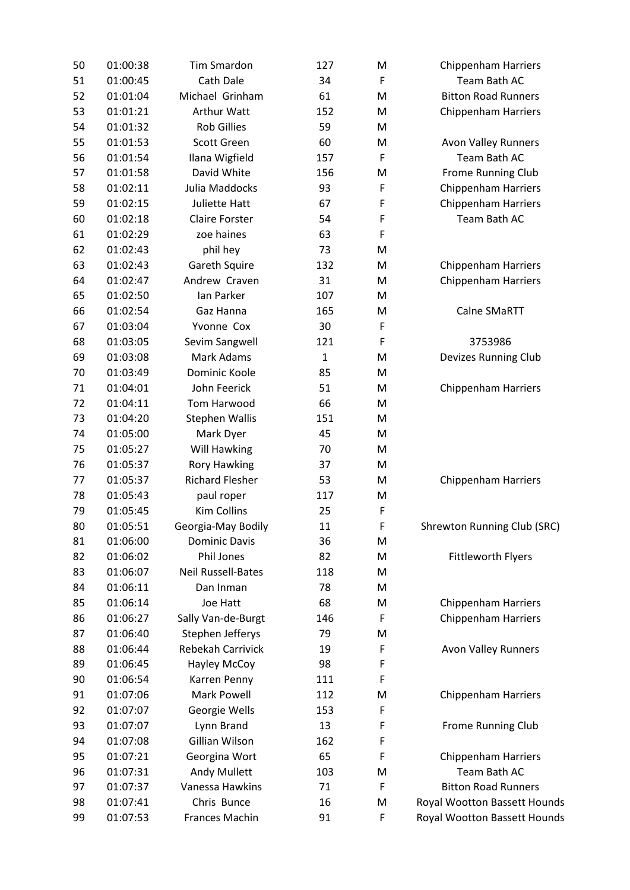| 50 | 01:00:38 | Tim Smardon | 127 | M | Chippenham Harriers |
|---|---|---|---|---|---|
| 51 | 01:00:45 | Cath Dale | 34 | F | Team Bath AC |
| 52 | 01:01:04 | Michael  Grinham | 61 | M | Bitton Road Runners |
| 53 | 01:01:21 | Arthur Watt | 152 | M | Chippenham Harriers |
| 54 | 01:01:32 | Rob Gillies | 59 | M | |
| 55 | 01:01:53 | Scott Green | 60 | M | Avon Valley Runners |
| 56 | 01:01:54 | Ilana Wigfield | 157 | F | Team Bath AC |
| 57 | 01:01:58 | David White | 156 | M | Frome Running Club |
| 58 | 01:02:11 | Julia Maddocks | 93 | F | Chippenham Harriers |
| 59 | 01:02:15 | Juliette Hatt | 67 | F | Chippenham Harriers |
| 60 | 01:02:18 | Claire Forster | 54 | F | Team Bath AC |
| 61 | 01:02:29 | zoe haines | 63 | F | |
| 62 | 01:02:43 | phil hey | 73 | M | |
| 63 | 01:02:43 | Gareth Squire | 132 | M | Chippenham Harriers |
| 64 | 01:02:47 | Andrew  Craven | 31 | M | Chippenham Harriers |
| 65 | 01:02:50 | Ian Parker | 107 | M | |
| 66 | 01:02:54 | Gaz Hanna | 165 | M | Calne SMaRTT |
| 67 | 01:03:04 | Yvonne  Cox | 30 | F | |
| 68 | 01:03:05 | Sevim Sangwell | 121 | F | 3753986 |
| 69 | 01:03:08 | Mark Adams | 1 | M | Devizes Running Club |
| 70 | 01:03:49 | Dominic Koole | 85 | M | |
| 71 | 01:04:01 | John Feerick | 51 | M | Chippenham Harriers |
| 72 | 01:04:11 | Tom Harwood | 66 | M | |
| 73 | 01:04:20 | Stephen Wallis | 151 | M | |
| 74 | 01:05:00 | Mark Dyer | 45 | M | |
| 75 | 01:05:27 | Will Hawking | 70 | M | |
| 76 | 01:05:37 | Rory Hawking | 37 | M | |
| 77 | 01:05:37 | Richard Flesher | 53 | M | Chippenham Harriers |
| 78 | 01:05:43 | paul roper | 117 | M | |
| 79 | 01:05:45 | Kim Collins | 25 | F | |
| 80 | 01:05:51 | Georgia-May Bodily | 11 | F | Shrewton Running Club (SRC) |
| 81 | 01:06:00 | Dominic Davis | 36 | M | |
| 82 | 01:06:02 | Phil Jones | 82 | M | Fittleworth Flyers |
| 83 | 01:06:07 | Neil Russell-Bates | 118 | M | |
| 84 | 01:06:11 | Dan Inman | 78 | M | |
| 85 | 01:06:14 | Joe Hatt | 68 | M | Chippenham Harriers |
| 86 | 01:06:27 | Sally Van-de-Burgt | 146 | F | Chippenham Harriers |
| 87 | 01:06:40 | Stephen Jefferys | 79 | M | |
| 88 | 01:06:44 | Rebekah Carrivick | 19 | F | Avon Valley Runners |
| 89 | 01:06:45 | Hayley McCoy | 98 | F | |
| 90 | 01:06:54 | Karren Penny | 111 | F | |
| 91 | 01:07:06 | Mark Powell | 112 | M | Chippenham Harriers |
| 92 | 01:07:07 | Georgie Wells | 153 | F | |
| 93 | 01:07:07 | Lynn Brand | 13 | F | Frome Running Club |
| 94 | 01:07:08 | Gillian Wilson | 162 | F | |
| 95 | 01:07:21 | Georgina Wort | 65 | F | Chippenham Harriers |
| 96 | 01:07:31 | Andy Mullett | 103 | M | Team Bath AC |
| 97 | 01:07:37 | Vanessa Hawkins | 71 | F | Bitton Road Runners |
| 98 | 01:07:41 | Chris  Bunce | 16 | M | Royal Wootton Bassett Hounds |
| 99 | 01:07:53 | Frances Machin | 91 | F | Royal Wootton Bassett Hounds |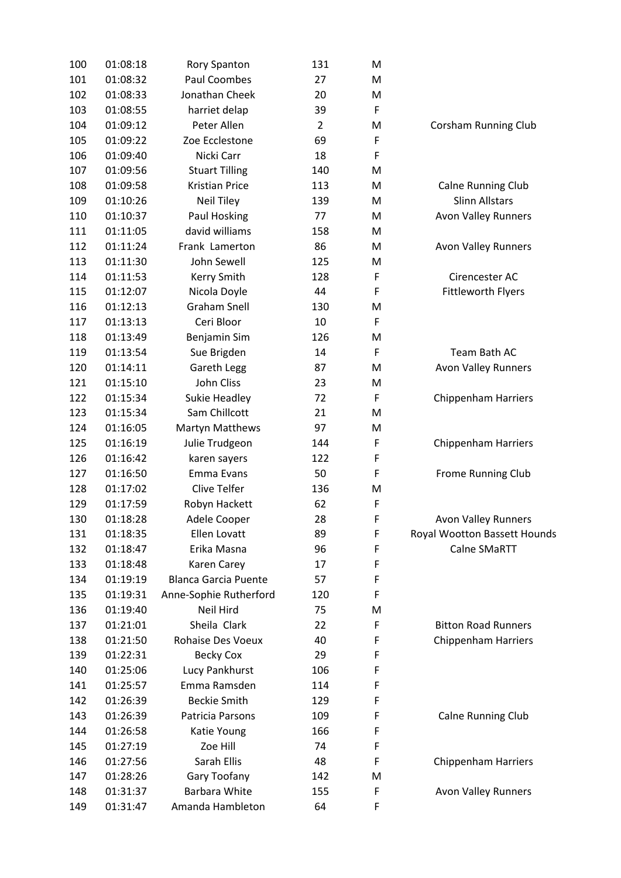| 100 | 01:08:18 | Rory Spanton | 131 | M | |
|---|---|---|---|---|---|
| 101 | 01:08:32 | Paul Coombes | 27 | M | |
| 102 | 01:08:33 | Jonathan Cheek | 20 | M | |
| 103 | 01:08:55 | harriet delap | 39 | F | |
| 104 | 01:09:12 | Peter Allen | 2 | M | Corsham Running Club |
| 105 | 01:09:22 | Zoe Ecclestone | 69 | F | |
| 106 | 01:09:40 | Nicki Carr | 18 | F | |
| 107 | 01:09:56 | Stuart Tilling | 140 | M | |
| 108 | 01:09:58 | Kristian Price | 113 | M | Calne Running Club |
| 109 | 01:10:26 | Neil Tiley | 139 | M | Slinn Allstars |
| 110 | 01:10:37 | Paul Hosking | 77 | M | Avon Valley Runners |
| 111 | 01:11:05 | david williams | 158 | M | |
| 112 | 01:11:24 | Frank Lamerton | 86 | M | Avon Valley Runners |
| 113 | 01:11:30 | John Sewell | 125 | M | |
| 114 | 01:11:53 | Kerry Smith | 128 | F | Cirencester AC |
| 115 | 01:12:07 | Nicola Doyle | 44 | F | Fittleworth Flyers |
| 116 | 01:12:13 | Graham Snell | 130 | M | |
| 117 | 01:13:13 | Ceri Bloor | 10 | F | |
| 118 | 01:13:49 | Benjamin Sim | 126 | M | |
| 119 | 01:13:54 | Sue Brigden | 14 | F | Team Bath AC |
| 120 | 01:14:11 | Gareth Legg | 87 | M | Avon Valley Runners |
| 121 | 01:15:10 | John Cliss | 23 | M | |
| 122 | 01:15:34 | Sukie Headley | 72 | F | Chippenham Harriers |
| 123 | 01:15:34 | Sam Chillcott | 21 | M | |
| 124 | 01:16:05 | Martyn Matthews | 97 | M | |
| 125 | 01:16:19 | Julie Trudgeon | 144 | F | Chippenham Harriers |
| 126 | 01:16:42 | karen sayers | 122 | F | |
| 127 | 01:16:50 | Emma Evans | 50 | F | Frome Running Club |
| 128 | 01:17:02 | Clive Telfer | 136 | M | |
| 129 | 01:17:59 | Robyn Hackett | 62 | F | |
| 130 | 01:18:28 | Adele Cooper | 28 | F | Avon Valley Runners |
| 131 | 01:18:35 | Ellen Lovatt | 89 | F | Royal Wootton Bassett Hounds |
| 132 | 01:18:47 | Erika Masna | 96 | F | Calne SMaRTT |
| 133 | 01:18:48 | Karen Carey | 17 | F | |
| 134 | 01:19:19 | Blanca Garcia Puente | 57 | F | |
| 135 | 01:19:31 | Anne-Sophie Rutherford | 120 | F | |
| 136 | 01:19:40 | Neil Hird | 75 | M | |
| 137 | 01:21:01 | Sheila Clark | 22 | F | Bitton Road Runners |
| 138 | 01:21:50 | Rohaise Des Voeux | 40 | F | Chippenham Harriers |
| 139 | 01:22:31 | Becky Cox | 29 | F | |
| 140 | 01:25:06 | Lucy Pankhurst | 106 | F | |
| 141 | 01:25:57 | Emma Ramsden | 114 | F | |
| 142 | 01:26:39 | Beckie Smith | 129 | F | |
| 143 | 01:26:39 | Patricia Parsons | 109 | F | Calne Running Club |
| 144 | 01:26:58 | Katie Young | 166 | F | |
| 145 | 01:27:19 | Zoe Hill | 74 | F | |
| 146 | 01:27:56 | Sarah Ellis | 48 | F | Chippenham Harriers |
| 147 | 01:28:26 | Gary Toofany | 142 | M | |
| 148 | 01:31:37 | Barbara White | 155 | F | Avon Valley Runners |
| 149 | 01:31:47 | Amanda Hambleton | 64 | F | |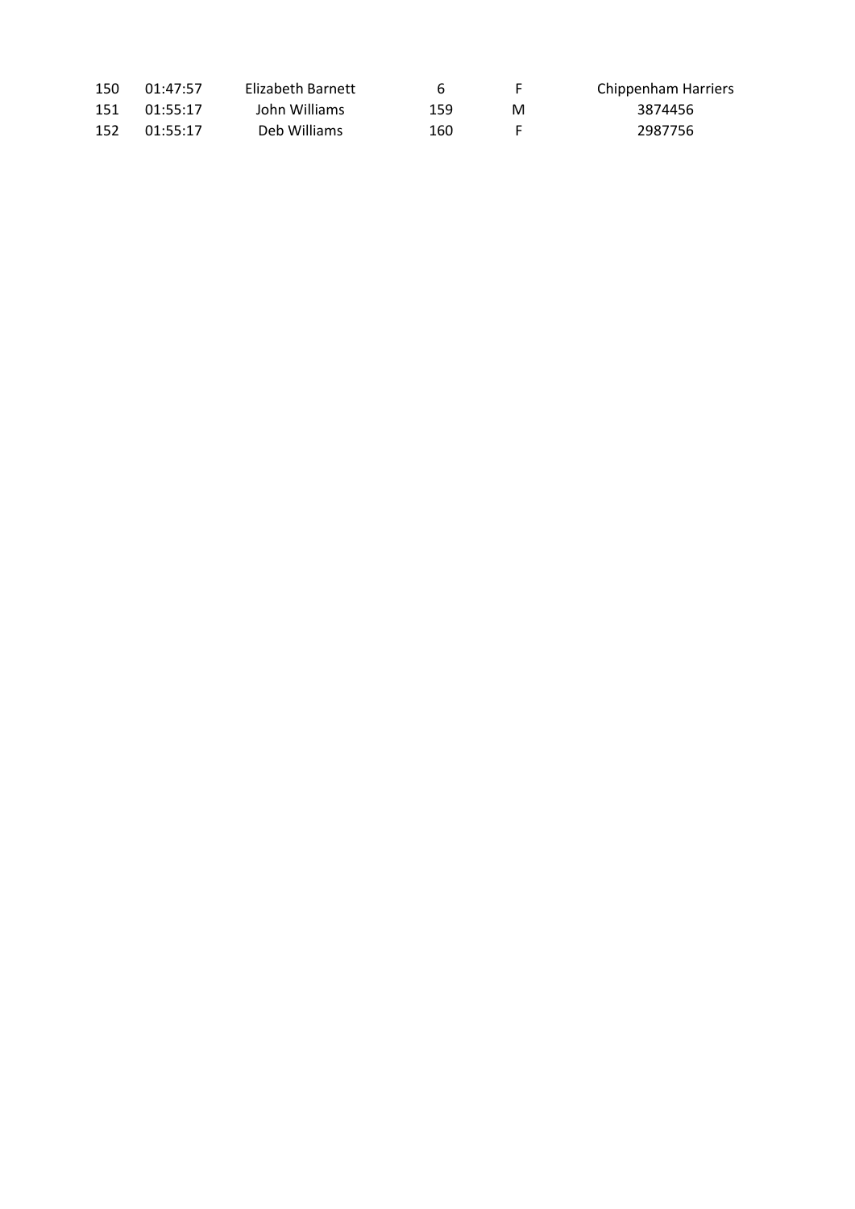| | | | | | |
|---|---|---|---|---|---|
| 150 | 01:47:57 | Elizabeth Barnett | 6 | F | Chippenham Harriers |
| 151 | 01:55:17 | John Williams | 159 | M | 3874456 |
| 152 | 01:55:17 | Deb Williams | 160 | F | 2987756 |